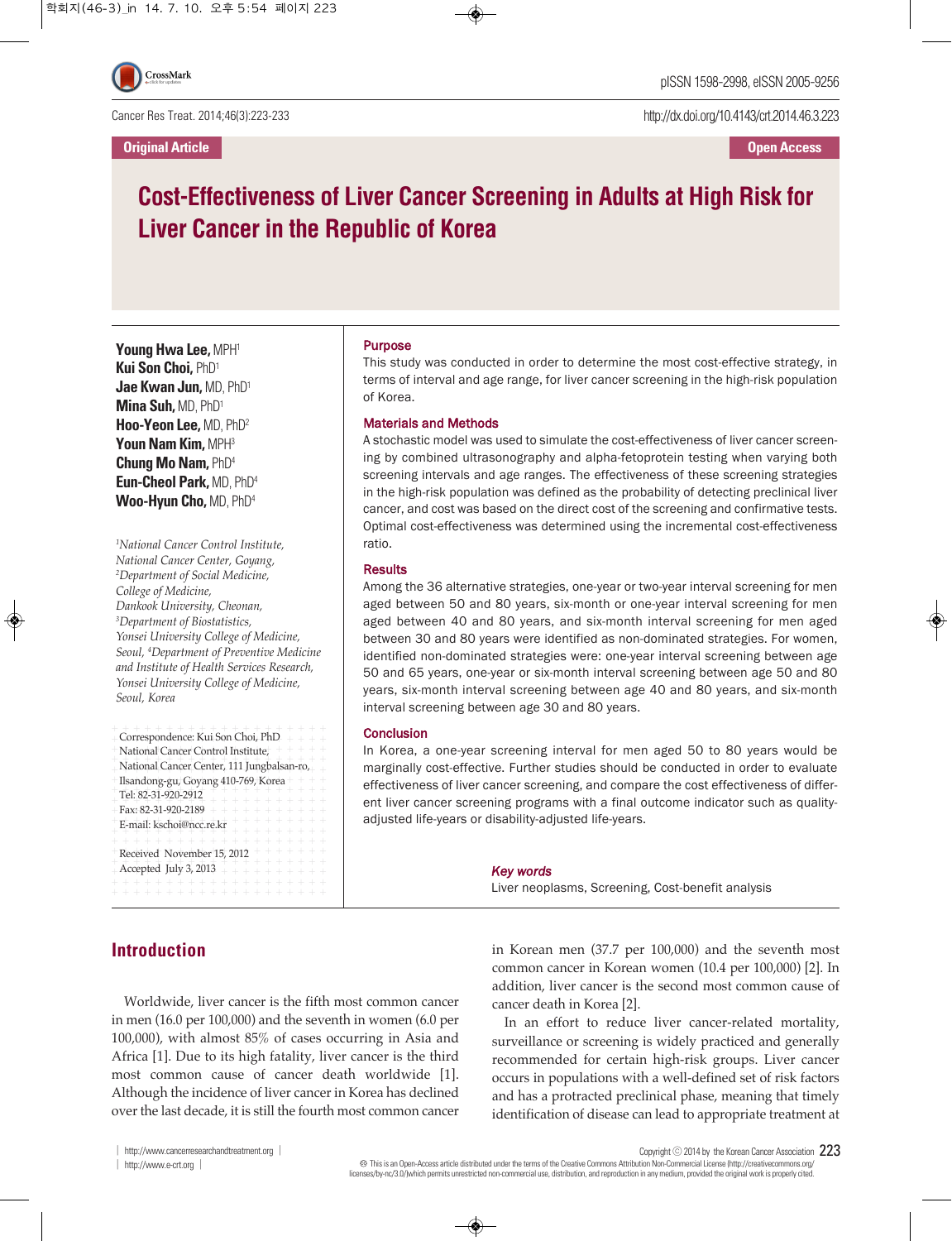Original Article

Open Access

# Cost-Effectiveness of Liver Cancer Screening in Adults at High Risk for Liver Cancer in the Republic of Korea

**Young Hwa Lee,** MPH[1]
**Kui Son Choi,** PhD[1]
**Jae Kwan Jun,** MD, PhD[1]
**Mina Suh,** MD, PhD[1]
**Hoo-Yeon Lee,** MD, PhD[2]
**Youn Nam Kim,** MPH[3]
**Chung Mo Nam,** PhD[4]
**Eun-Cheol Park,** MD, PhD[4]
**Woo-Hyun Cho,** MD, PhD[4]

*[1]National Cancer Control Institute, National Cancer Center, Goyang, [2]Department of Social Medicine, College of Medicine, Dankook University, Cheonan, [3]Department of Biostatistics, Yonsei University College of Medicine, Seoul, [4]Department of Preventive Medicine and Institute of Health Services Research, Yonsei University College of Medicine, Seoul, Korea*

Correspondence: Kui Son Choi, PhD
National Cancer Control Institute,
National Cancer Center, 111 Jungbalsan-ro,
Ilsandong-gu, Goyang 410-769, Korea
Tel: 82-31-920-2912
Fax: 82-31-920-2189
E-mail: kschoi@ncc.re.kr

Received November 15, 2012
Accepted July 3, 2013

### Purpose

This study was conducted in order to determine the most cost-effective strategy, in terms of interval and age range, for liver cancer screening in the high-risk population of Korea.

### Materials and Methods

A stochastic model was used to simulate the cost-effectiveness of liver cancer screening by combined ultrasonography and alpha-fetoprotein testing when varying both screening intervals and age ranges. The effectiveness of these screening strategies in the high-risk population was defined as the probability of detecting preclinical liver cancer, and cost was based on the direct cost of the screening and confirmative tests. Optimal cost-effectiveness was determined using the incremental cost-effectiveness ratio.

### Results

Among the 36 alternative strategies, one-year or two-year interval screening for men aged between 50 and 80 years, six-month or one-year interval screening for men aged between 40 and 80 years, and six-month interval screening for men aged between 30 and 80 years were identified as non-dominated strategies. For women, identified non-dominated strategies were: one-year interval screening between age 50 and 65 years, one-year or six-month interval screening between age 50 and 80 years, six-month interval screening between age 40 and 80 years, and six-month interval screening between age 30 and 80 years.

### Conclusion

In Korea, a one-year screening interval for men aged 50 to 80 years would be marginally cost-effective. Further studies should be conducted in order to evaluate effectiveness of liver cancer screening, and compare the cost effectiveness of different liver cancer screening programs with a final outcome indicator such as quality-adjusted life-years or disability-adjusted life-years.

***Key words***

Liver neoplasms, Screening, Cost-benefit analysis

## Introduction

Worldwide, liver cancer is the fifth most common cancer in men (16.0 per 100,000) and the seventh in women (6.0 per 100,000), with almost 85% of cases occurring in Asia and Africa [1]. Due to its high fatality, liver cancer is the third most common cause of cancer death worldwide [1]. Although the incidence of liver cancer in Korea has declined over the last decade, it is still the fourth most common cancer in Korean men (37.7 per 100,000) and the seventh most common cancer in Korean women (10.4 per 100,000) [2]. In addition, liver cancer is the second most common cause of cancer death in Korea [2].

In an effort to reduce liver cancer-related mortality, surveillance or screening is widely practiced and generally recommended for certain high-risk groups. Liver cancer occurs in populations with a well-defined set of risk factors and has a protracted preclinical phase, meaning that timely identification of disease can lead to appropriate treatment at

Copyright ⓒ 2014 by the Korean Cancer Association

This is an Open-Access article distributed under the terms of the Creative Commons Attribution Non-Commercial License (http://creativecommons.org/licenses/by-nc/3.0/) which permits unrestricted non-commercial use, distribution, and reproduction in any medium, provided the original work is properly cited.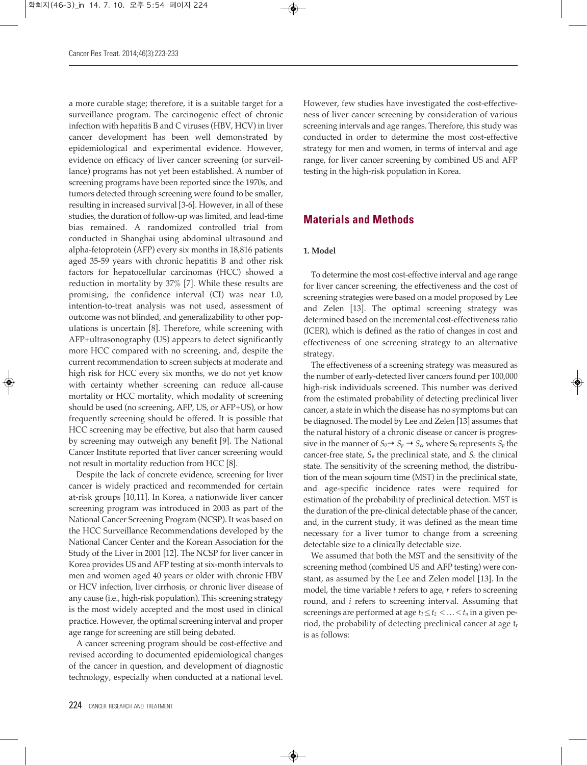a more curable stage; therefore, it is a suitable target for a surveillance program. The carcinogenic effect of chronic infection with hepatitis B and C viruses (HBV, HCV) in liver cancer development has been well demonstrated by epidemiological and experimental evidence. However, evidence on efficacy of liver cancer screening (or surveillance) programs has not yet been established. A number of screening programs have been reported since the 1970s, and tumors detected through screening were found to be smaller, resulting in increased survival [3-6]. However, in all of these studies, the duration of follow-up was limited, and lead-time bias remained. A randomized controlled trial from conducted in Shanghai using abdominal ultrasound and alpha-fetoprotein (AFP) every six months in 18,816 patients aged 35-59 years with chronic hepatitis B and other risk factors for hepatocellular carcinomas (HCC) showed a reduction in mortality by 37% [7]. While these results are promising, the confidence interval (CI) was near 1.0, intention-to-treat analysis was not used, assessment of outcome was not blinded, and generalizability to other populations is uncertain [8]. Therefore, while screening with AFP+ultrasonography (US) appears to detect significantly more HCC compared with no screening, and, despite the current recommendation to screen subjects at moderate and high risk for HCC every six months, we do not yet know with certainty whether screening can reduce all-cause mortality or HCC mortality, which modality of screening should be used (no screening, AFP, US, or AFP+US), or how frequently screening should be offered. It is possible that HCC screening may be effective, but also that harm caused by screening may outweigh any benefit [9]. The National Cancer Institute reported that liver cancer screening would not result in mortality reduction from HCC [8].

Despite the lack of concrete evidence, screening for liver cancer is widely practiced and recommended for certain at-risk groups [10,11]. In Korea, a nationwide liver cancer screening program was introduced in 2003 as part of the National Cancer Screening Program (NCSP). It was based on the HCC Surveillance Recommendations developed by the National Cancer Center and the Korean Association for the Study of the Liver in 2001 [12]. The NCSP for liver cancer in Korea provides US and AFP testing at six-month intervals to men and women aged 40 years or older with chronic HBV or HCV infection, liver cirrhosis, or chronic liver disease of any cause (i.e., high-risk population). This screening strategy is the most widely accepted and the most used in clinical practice. However, the optimal screening interval and proper age range for screening are still being debated.

A cancer screening program should be cost-effective and revised according to documented epidemiological changes of the cancer in question, and development of diagnostic technology, especially when conducted at a national level. However, few studies have investigated the cost-effectiveness of liver cancer screening by consideration of various screening intervals and age ranges. Therefore, this study was conducted in order to determine the most cost-effective strategy for men and women, in terms of interval and age range, for liver cancer screening by combined US and AFP testing in the high-risk population in Korea.

## Materials and Methods

### 1. Model

To determine the most cost-effective interval and age range for liver cancer screening, the effectiveness and the cost of screening strategies were based on a model proposed by Lee and Zelen [13]. The optimal screening strategy was determined based on the incremental cost-effectiveness ratio (ICER), which is defined as the ratio of changes in cost and effectiveness of one screening strategy to an alternative strategy.

The effectiveness of a screening strategy was measured as the number of early-detected liver cancers found per 100,000 high-risk individuals screened. This number was derived from the estimated probability of detecting preclinical liver cancer, a state in which the disease has no symptoms but can be diagnosed. The model by Lee and Zelen [13] assumes that the natural history of a chronic disease or cancer is progressive in the manner of $S_0 \rightarrow S_p \rightarrow S_c$, where $S_0$ represents $S_p$ the cancer-free state, $S_p$ the preclinical state, and $S_c$ the clinical state. The sensitivity of the screening method, the distribution of the mean sojourn time (MST) in the preclinical state, and age-specific incidence rates were required for estimation of the probability of preclinical detection. MST is the duration of the pre-clinical detectable phase of the cancer, and, in the current study, it was defined as the mean time necessary for a liver tumor to change from a screening detectable size to a clinically detectable size.

We assumed that both the MST and the sensitivity of the screening method (combined US and AFP testing) were constant, as assumed by the Lee and Zelen model [13]. In the model, the time variable $t$ refers to age, $r$ refers to screening round, and $i$ refers to screening interval. Assuming that screenings are performed at age $t_1 \leq t_2 < \ldots < t_n$ in a given period, the probability of detecting preclinical cancer at age $t_r$ is as follows: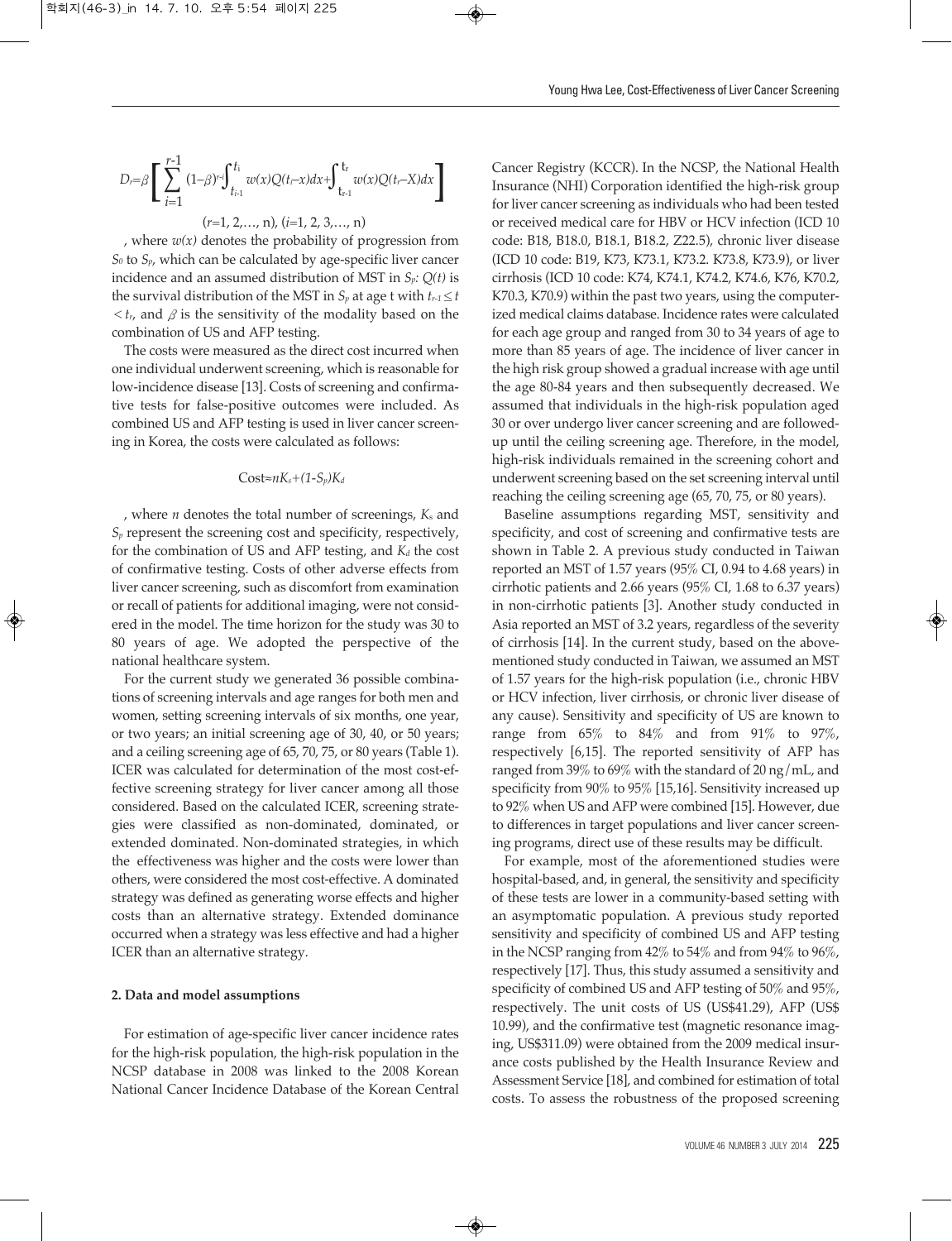$$D_r=\beta\left[\sum_{i=1}^{r-1}(1-\beta)^{r-i}\int_{t_{i-1}}^{t_i} w(x)Q(t_r-x)dx+\int_{t_{r-1}}^{t_r} w(x)Q(t_r-X)dx\right]$$

$(r=1, 2,\ldots, n), (i=1, 2, 3,\ldots, n)$

, where $w(x)$ denotes the probability of progression from $S_0$ to $S_p$, which can be calculated by age-specific liver cancer incidence and an assumed distribution of MST in $S_p$: $Q(t)$ is the survival distribution of the MST in $S_p$ at age t with $t_{r-1} \leq t < t_r$, and $\beta$ is the sensitivity of the modality based on the combination of US and AFP testing.

The costs were measured as the direct cost incurred when one individual underwent screening, which is reasonable for low-incidence disease [13]. Costs of screening and confirmative tests for false-positive outcomes were included. As combined US and AFP testing is used in liver cancer screening in Korea, the costs were calculated as follows:

$$\text{Cost}=nK_s+(1-S_p)K_d$$

, where $n$ denotes the total number of screenings, $K_s$ and $S_p$ represent the screening cost and specificity, respectively, for the combination of US and AFP testing, and $K_d$ the cost of confirmative testing. Costs of other adverse effects from liver cancer screening, such as discomfort from examination or recall of patients for additional imaging, were not considered in the model. The time horizon for the study was 30 to 80 years of age. We adopted the perspective of the national healthcare system.

For the current study we generated 36 possible combinations of screening intervals and age ranges for both men and women, setting screening intervals of six months, one year, or two years; an initial screening age of 30, 40, or 50 years; and a ceiling screening age of 65, 70, 75, or 80 years (Table 1). ICER was calculated for determination of the most cost-effective screening strategy for liver cancer among all those considered. Based on the calculated ICER, screening strategies were classified as non-dominated, dominated, or extended dominated. Non-dominated strategies, in which the effectiveness was higher and the costs were lower than others, were considered the most cost-effective. A dominated strategy was defined as generating worse effects and higher costs than an alternative strategy. Extended dominance occurred when a strategy was less effective and had a higher ICER than an alternative strategy.

**2. Data and model assumptions**

For estimation of age-specific liver cancer incidence rates for the high-risk population, the high-risk population in the NCSP database in 2008 was linked to the 2008 Korean National Cancer Incidence Database of the Korean Central Cancer Registry (KCCR). In the NCSP, the National Health Insurance (NHI) Corporation identified the high-risk group for liver cancer screening as individuals who had been tested or received medical care for HBV or HCV infection (ICD 10 code: B18, B18.0, B18.1, B18.2, Z22.5), chronic liver disease (ICD 10 code: B19, K73, K73.1, K73.2. K73.8, K73.9), or liver cirrhosis (ICD 10 code: K74, K74.1, K74.2, K74.6, K76, K70.2, K70.3, K70.9) within the past two years, using the computerized medical claims database. Incidence rates were calculated for each age group and ranged from 30 to 34 years of age to more than 85 years of age. The incidence of liver cancer in the high risk group showed a gradual increase with age until the age 80-84 years and then subsequently decreased. We assumed that individuals in the high-risk population aged 30 or over undergo liver cancer screening and are followed-up until the ceiling screening age. Therefore, in the model, high-risk individuals remained in the screening cohort and underwent screening based on the set screening interval until reaching the ceiling screening age (65, 70, 75, or 80 years).

Baseline assumptions regarding MST, sensitivity and specificity, and cost of screening and confirmative tests are shown in Table 2. A previous study conducted in Taiwan reported an MST of 1.57 years (95% CI, 0.94 to 4.68 years) in cirrhotic patients and 2.66 years (95% CI, 1.68 to 6.37 years) in non-cirrhotic patients [3]. Another study conducted in Asia reported an MST of 3.2 years, regardless of the severity of cirrhosis [14]. In the current study, based on the above-mentioned study conducted in Taiwan, we assumed an MST of 1.57 years for the high-risk population (i.e., chronic HBV or HCV infection, liver cirrhosis, or chronic liver disease of any cause). Sensitivity and specificity of US are known to range from 65% to 84% and from 91% to 97%, respectively [6,15]. The reported sensitivity of AFP has ranged from 39% to 69% with the standard of 20 ng/mL, and specificity from 90% to 95% [15,16]. Sensitivity increased up to 92% when US and AFP were combined [15]. However, due to differences in target populations and liver cancer screening programs, direct use of these results may be difficult.

For example, most of the aforementioned studies were hospital-based, and, in general, the sensitivity and specificity of these tests are lower in a community-based setting with an asymptomatic population. A previous study reported sensitivity and specificity of combined US and AFP testing in the NCSP ranging from 42% to 54% and from 94% to 96%, respectively [17]. Thus, this study assumed a sensitivity and specificity of combined US and AFP testing of 50% and 95%, respectively. The unit costs of US (US$41.29), AFP (US$ 10.99), and the confirmative test (magnetic resonance imaging, US$311.09) were obtained from the 2009 medical insurance costs published by the Health Insurance Review and Assessment Service [18], and combined for estimation of total costs. To assess the robustness of the proposed screening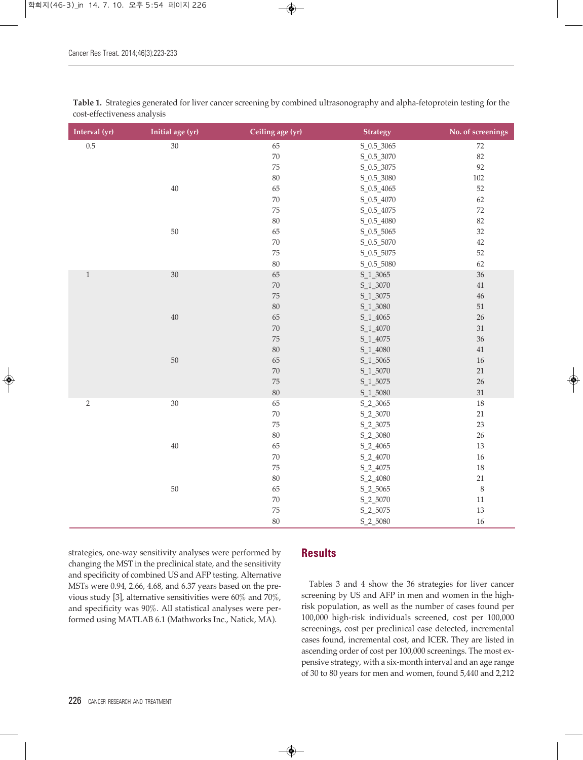**Table 1.** Strategies generated for liver cancer screening by combined ultrasonography and alpha-fetoprotein testing for the cost-effectiveness analysis

| Interval (yr) | Initial age (yr) | Ceiling age (yr) | Strategy | No. of screenings |
|---|---|---|---|---|
| 0.5 | 30 | 65 | S_0.5_3065 | 72 |
| | | 70 | S_0.5_3070 | 82 |
| | | 75 | S_0.5_3075 | 92 |
| | | 80 | S_0.5_3080 | 102 |
| | 40 | 65 | S_0.5_4065 | 52 |
| | | 70 | S_0.5_4070 | 62 |
| | | 75 | S_0.5_4075 | 72 |
| | | 80 | S_0.5_4080 | 82 |
| | 50 | 65 | S_0.5_5065 | 32 |
| | | 70 | S_0.5_5070 | 42 |
| | | 75 | S_0.5_5075 | 52 |
| | | 80 | S_0.5_5080 | 62 |
| 1 | 30 | 65 | S_1_3065 | 36 |
| | | 70 | S_1_3070 | 41 |
| | | 75 | S_1_3075 | 46 |
| | | 80 | S_1_3080 | 51 |
| | 40 | 65 | S_1_4065 | 26 |
| | | 70 | S_1_4070 | 31 |
| | | 75 | S_1_4075 | 36 |
| | | 80 | S_1_4080 | 41 |
| | 50 | 65 | S_1_5065 | 16 |
| | | 70 | S_1_5070 | 21 |
| | | 75 | S_1_5075 | 26 |
| | | 80 | S_1_5080 | 31 |
| 2 | 30 | 65 | S_2_3065 | 18 |
| | | 70 | S_2_3070 | 21 |
| | | 75 | S_2_3075 | 23 |
| | | 80 | S_2_3080 | 26 |
| | 40 | 65 | S_2_4065 | 13 |
| | | 70 | S_2_4070 | 16 |
| | | 75 | S_2_4075 | 18 |
| | | 80 | S_2_4080 | 21 |
| | 50 | 65 | S_2_5065 | 8 |
| | | 70 | S_2_5070 | 11 |
| | | 75 | S_2_5075 | 13 |
| | | 80 | S_2_5080 | 16 |

strategies, one-way sensitivity analyses were performed by changing the MST in the preclinical state, and the sensitivity and specificity of combined US and AFP testing. Alternative MSTs were 0.94, 2.66, 4.68, and 6.37 years based on the previous study [3], alternative sensitivities were 60% and 70%, and specificity was 90%. All statistical analyses were performed using MATLAB 6.1 (Mathworks Inc., Natick, MA).

## Results

Tables 3 and 4 show the 36 strategies for liver cancer screening by US and AFP in men and women in the high-risk population, as well as the number of cases found per 100,000 high-risk individuals screened, cost per 100,000 screenings, cost per preclinical case detected, incremental cases found, incremental cost, and ICER. They are listed in ascending order of cost per 100,000 screenings. The most expensive strategy, with a six-month interval and an age range of 30 to 80 years for men and women, found 5,440 and 2,212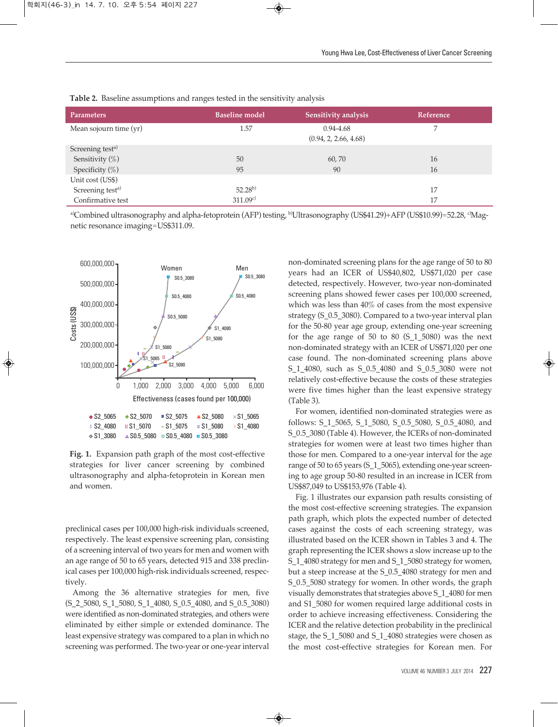**Table 2.** Baseline assumptions and ranges tested in the sensitivity analysis

| Parameters | Baseline model | Sensitivity analysis | Reference |
|---|---|---|---|
| Mean sojourn time (yr) | 1.57 | 0.94-4.68 (0.94, 2, 2.66, 4.68) | 7 |
| Screening test[a) | | | |
| Sensitivity (%) | 50 | 60, 70 | 16 |
| Specificity (%) | 95 | 90 | 16 |
| Unit cost (US$) | | | |
| Screening test[a] | 52.28[b] | | 17 |
| Confirmative test | 311.09[c] | | 17 |

[a]Combined ultrasonography and alpha-fetoprotein (AFP) testing, [b]Ultrasonography (US$41.29)+AFP (US$10.99)=52.28, [c]Magnetic resonance imaging=US$311.09.

**Fig. 1.** Expansion path graph of the most cost-effective strategies for liver cancer screening by combined ultrasonography and alpha-fetoprotein in Korean men and women.

preclinical cases per 100,000 high-risk individuals screened, respectively. The least expensive screening plan, consisting of a screening interval of two years for men and women with an age range of 50 to 65 years, detected 915 and 338 preclinical cases per 100,000 high-risk individuals screened, respectively.

Among the 36 alternative strategies for men, five (S_2_5080, S_1_5080, S_1_4080, S_0.5_4080, and S_0.5_3080) were identified as non-dominated strategies, and others were eliminated by either simple or extended dominance. The least expensive strategy was compared to a plan in which no screening was performed. The two-year or one-year interval non-dominated screening plans for the age range of 50 to 80 years had an ICER of US$40,802, US$71,020 per case detected, respectively. However, two-year non-dominated screening plans showed fewer cases per 100,000 screened, which was less than 40% of cases from the most expensive strategy (S_0.5_3080). Compared to a two-year interval plan for the 50-80 year age group, extending one-year screening for the age range of 50 to 80 (S_1_5080) was the next non-dominated strategy with an ICER of US$71,020 per one case found. The non-dominated screening plans above S_1_4080, such as S_0.5_4080 and S_0.5_3080 were not relatively cost-effective because the costs of these strategies were five times higher than the least expensive strategy (Table 3).

For women, identified non-dominated strategies were as follows: S_1_5065, S_1_5080, S_0.5_5080, S_0.5_4080, and S_0.5_3080 (Table 4). However, the ICERs of non-dominated strategies for women were at least two times higher than those for men. Compared to a one-year interval for the age range of 50 to 65 years (S_1_5065), extending one-year screening to age group 50-80 resulted in an increase in ICER from US$87,049 to US$153,976 (Table 4).

Fig. 1 illustrates our expansion path results consisting of the most cost-effective screening strategies. The expansion path graph, which plots the expected number of detected cases against the costs of each screening strategy, was illustrated based on the ICER shown in Tables 3 and 4. The graph representing the ICER shows a slow increase up to the S_1_4080 strategy for men and S_1_5080 strategy for women, but a steep increase at the S_0.5_4080 strategy for men and S_0.5_5080 strategy for women. In other words, the graph visually demonstrates that strategies above S_1_4080 for men and S1_5080 for women required large additional costs in order to achieve increasing effectiveness. Considering the ICER and the relative detection probability in the preclinical stage, the S_1_5080 and S_1_4080 strategies were chosen as the most cost-effective strategies for Korean men. For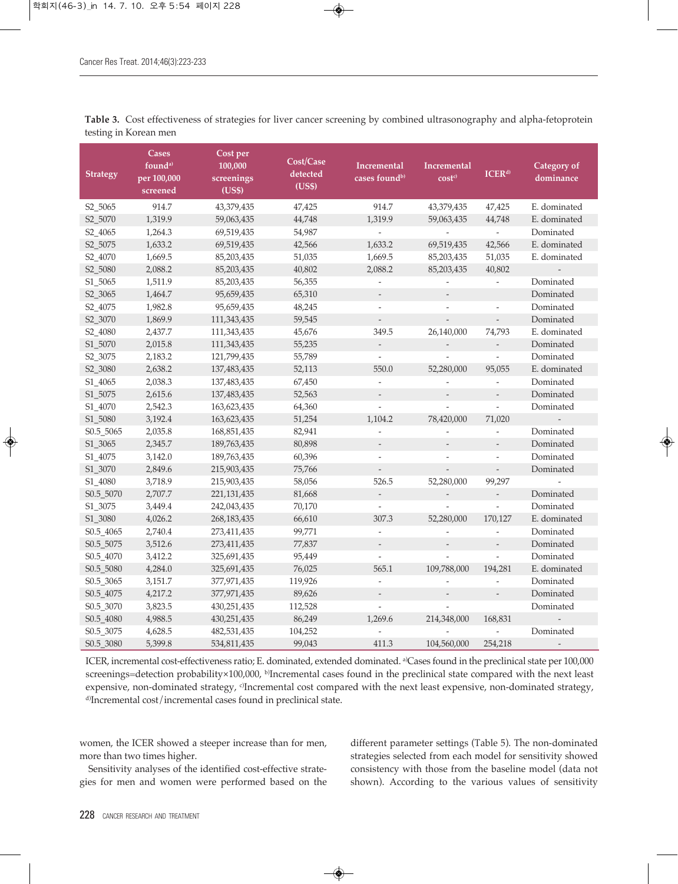**Table 3.** Cost effectiveness of strategies for liver cancer screening by combined ultrasonography and alpha-fetoprotein testing in Korean men

| Strategy | Cases found[a] per 100,000 screened | Cost per 100,000 screenings (US$) | Cost/Case detected (US$) | Incremental cases found[b] | Incremental cost[c] | ICER[d] | Category of dominance |
|---|---|---|---|---|---|---|---|
| S2_5065 | 914.7 | 43,379,435 | 47,425 | 914.7 | 43,379,435 | 47,425 | E. dominated |
| S2_5070 | 1,319.9 | 59,063,435 | 44,748 | 1,319.9 | 59,063,435 | 44,748 | E. dominated |
| S2_4065 | 1,264.3 | 69,519,435 | 54,987 | - | - | - | Dominated |
| S2_5075 | 1,633.2 | 69,519,435 | 42,566 | 1,633.2 | 69,519,435 | 42,566 | E. dominated |
| S2_4070 | 1,669.5 | 85,203,435 | 51,035 | 1,669.5 | 85,203,435 | 51,035 | E. dominated |
| S2_5080 | 2,088.2 | 85,203,435 | 40,802 | 2,088.2 | 85,203,435 | 40,802 | - |
| S1_5065 | 1,511.9 | 85,203,435 | 56,355 | - | - | - | Dominated |
| S2_3065 | 1,464.7 | 95,659,435 | 65,310 | - | - | | Dominated |
| S2_4075 | 1,982.8 | 95,659,435 | 48,245 | - | - | - | Dominated |
| S2_3070 | 1,869.9 | 111,343,435 | 59,545 | - | - | - | Dominated |
| S2_4080 | 2,437.7 | 111,343,435 | 45,676 | 349.5 | 26,140,000 | 74,793 | E. dominated |
| S1_5070 | 2,015.8 | 111,343,435 | 55,235 | - | - | - | Dominated |
| S2_3075 | 2,183.2 | 121,799,435 | 55,789 | - | - | - | Dominated |
| S2_3080 | 2,638.2 | 137,483,435 | 52,113 | 550.0 | 52,280,000 | 95,055 | E. dominated |
| S1_4065 | 2,038.3 | 137,483,435 | 67,450 | - | - | - | Dominated |
| S1_5075 | 2,615.6 | 137,483,435 | 52,563 | - | - | - | Dominated |
| S1_4070 | 2,542.3 | 163,623,435 | 64,360 | - | - | - | Dominated |
| S1_5080 | 3,192.4 | 163,623,435 | 51,254 | 1,104.2 | 78,420,000 | 71,020 | - |
| S0.5_5065 | 2,035.8 | 168,851,435 | 82,941 | - | - | - | Dominated |
| S1_3065 | 2,345.7 | 189,763,435 | 80,898 | - | - | - | Dominated |
| S1_4075 | 3,142.0 | 189,763,435 | 60,396 | - | - | - | Dominated |
| S1_3070 | 2,849.6 | 215,903,435 | 75,766 | - | - | - | Dominated |
| S1_4080 | 3,718.9 | 215,903,435 | 58,056 | 526.5 | 52,280,000 | 99,297 | - |
| S0.5_5070 | 2,707.7 | 221,131,435 | 81,668 | - | - | - | Dominated |
| S1_3075 | 3,449.4 | 242,043,435 | 70,170 | - | - | - | Dominated |
| S1_3080 | 4,026.2 | 268,183,435 | 66,610 | 307.3 | 52,280,000 | 170,127 | E. dominated |
| S0.5_4065 | 2,740.4 | 273,411,435 | 99,771 | - | - | - | Dominated |
| S0.5_5075 | 3,512.6 | 273,411,435 | 77,837 | - | - | - | Dominated |
| S0.5_4070 | 3,412.2 | 325,691,435 | 95,449 | - | - | - | Dominated |
| S0.5_5080 | 4,284.0 | 325,691,435 | 76,025 | 565.1 | 109,788,000 | 194,281 | E. dominated |
| S0.5_3065 | 3,151.7 | 377,971,435 | 119,926 | - | - | - | Dominated |
| S0.5_4075 | 4,217.2 | 377,971,435 | 89,626 | - | - | - | Dominated |
| S0.5_3070 | 3,823.5 | 430,251,435 | 112,528 | - | - | | Dominated |
| S0.5_4080 | 4,988.5 | 430,251,435 | 86,249 | 1,269.6 | 214,348,000 | 168,831 | - |
| S0.5_3075 | 4,628.5 | 482,531,435 | 104,252 | - | - | - | Dominated |
| S0.5_3080 | 5,399.8 | 534,811,435 | 99,043 | 411.3 | 104,560,000 | 254,218 | - |

ICER, incremental cost-effectiveness ratio; E. dominated, extended dominated. [a]Cases found in the preclinical state per 100,000 screenings=detection probability×100,000, [b]Incremental cases found in the preclinical state compared with the next least expensive, non-dominated strategy, [c]Incremental cost compared with the next least expensive, non-dominated strategy, [d]Incremental cost/incremental cases found in preclinical state.

women, the ICER showed a steeper increase than for men, more than two times higher.

Sensitivity analyses of the identified cost-effective strategies for men and women were performed based on the different parameter settings (Table 5). The non-dominated strategies selected from each model for sensitivity showed consistency with those from the baseline model (data not shown). According to the various values of sensitivity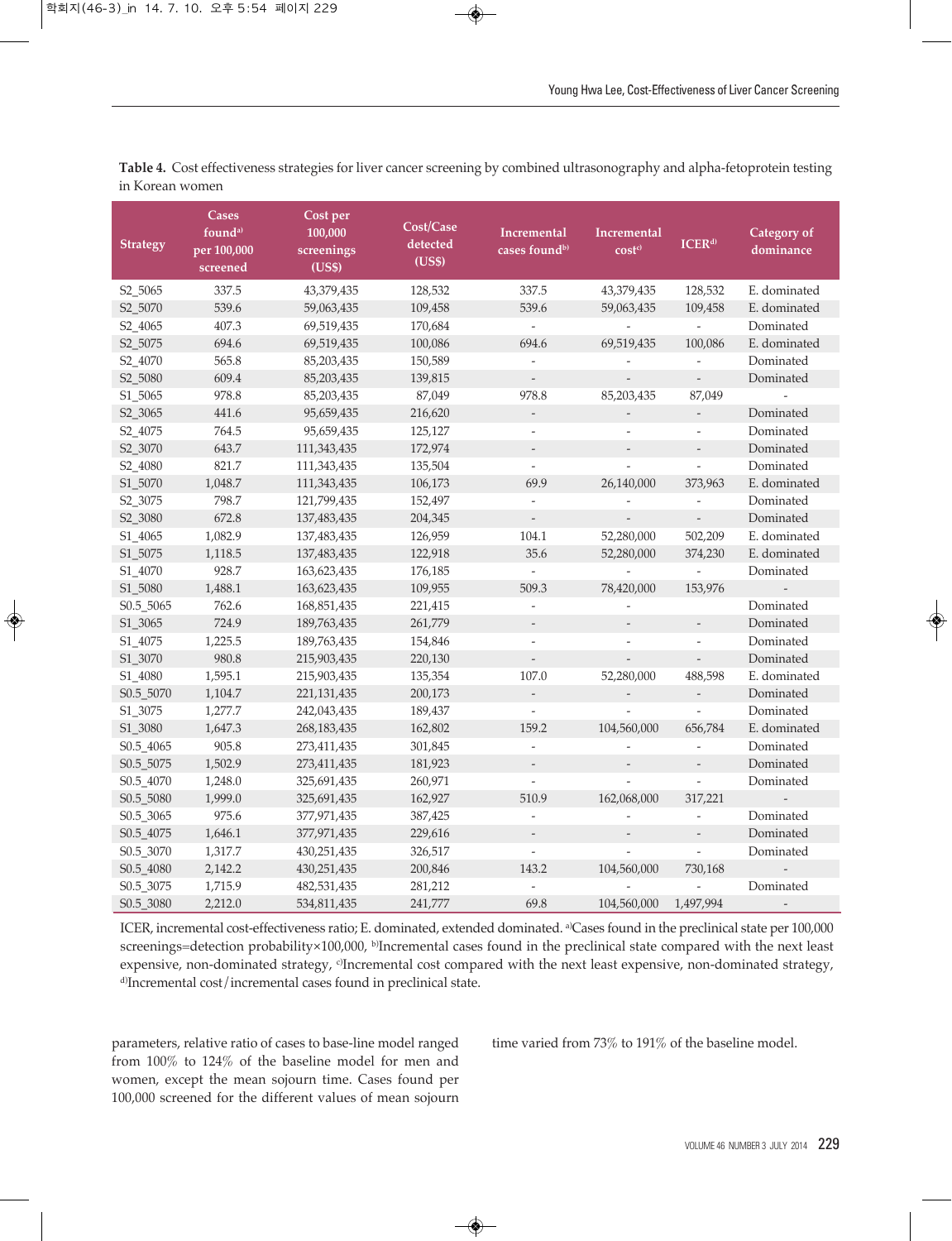**Table 4.** Cost effectiveness strategies for liver cancer screening by combined ultrasonography and alpha-fetoprotein testing in Korean women

| Strategy | Cases found[a] per 100,000 screened | Cost per 100,000 screenings (US$) | Cost/Case detected (US$) | Incremental cases found[b] | Incremental cost[c] | ICER[d] | Category of dominance |
|---|---|---|---|---|---|---|---|
| S2_5065 | 337.5 | 43,379,435 | 128,532 | 337.5 | 43,379,435 | 128,532 | E. dominated |
| S2_5070 | 539.6 | 59,063,435 | 109,458 | 539.6 | 59,063,435 | 109,458 | E. dominated |
| S2_4065 | 407.3 | 69,519,435 | 170,684 | - | - | - | Dominated |
| S2_5075 | 694.6 | 69,519,435 | 100,086 | 694.6 | 69,519,435 | 100,086 | E. dominated |
| S2_4070 | 565.8 | 85,203,435 | 150,589 | - | - | - | Dominated |
| S2_5080 | 609.4 | 85,203,435 | 139,815 | - | - | - | Dominated |
| S1_5065 | 978.8 | 85,203,435 | 87,049 | 978.8 | 85,203,435 | 87,049 | - |
| S2_3065 | 441.6 | 95,659,435 | 216,620 | - | - | - | Dominated |
| S2_4075 | 764.5 | 95,659,435 | 125,127 | - | - | - | Dominated |
| S2_3070 | 643.7 | 111,343,435 | 172,974 | - | - | - | Dominated |
| S2_4080 | 821.7 | 111,343,435 | 135,504 | - | - | - | Dominated |
| S1_5070 | 1,048.7 | 111,343,435 | 106,173 | 69.9 | 26,140,000 | 373,963 | E. dominated |
| S2_3075 | 798.7 | 121,799,435 | 152,497 | - | - | - | Dominated |
| S2_3080 | 672.8 | 137,483,435 | 204,345 | - | - | - | Dominated |
| S1_4065 | 1,082.9 | 137,483,435 | 126,959 | 104.1 | 52,280,000 | 502,209 | E. dominated |
| S1_5075 | 1,118.5 | 137,483,435 | 122,918 | 35.6 | 52,280,000 | 374,230 | E. dominated |
| S1_4070 | 928.7 | 163,623,435 | 176,185 | - | - | - | Dominated |
| S1_5080 | 1,488.1 | 163,623,435 | 109,955 | 509.3 | 78,420,000 | 153,976 | - |
| S0.5_5065 | 762.6 | 168,851,435 | 221,415 | - | - | | Dominated |
| S1_3065 | 724.9 | 189,763,435 | 261,779 | - | - | - | Dominated |
| S1_4075 | 1,225.5 | 189,763,435 | 154,846 | - | - | - | Dominated |
| S1_3070 | 980.8 | 215,903,435 | 220,130 | - | - | - | Dominated |
| S1_4080 | 1,595.1 | 215,903,435 | 135,354 | 107.0 | 52,280,000 | 488,598 | E. dominated |
| S0.5_5070 | 1,104.7 | 221,131,435 | 200,173 | - | - | - | Dominated |
| S1_3075 | 1,277.7 | 242,043,435 | 189,437 | - | - | - | Dominated |
| S1_3080 | 1,647.3 | 268,183,435 | 162,802 | 159.2 | 104,560,000 | 656,784 | E. dominated |
| S0.5_4065 | 905.8 | 273,411,435 | 301,845 | - | - | - | Dominated |
| S0.5_5075 | 1,502.9 | 273,411,435 | 181,923 | - | - | - | Dominated |
| S0.5_4070 | 1,248.0 | 325,691,435 | 260,971 | - | - | - | Dominated |
| S0.5_5080 | 1,999.0 | 325,691,435 | 162,927 | 510.9 | 162,068,000 | 317,221 | - |
| S0.5_3065 | 975.6 | 377,971,435 | 387,425 | - | - | - | Dominated |
| S0.5_4075 | 1,646.1 | 377,971,435 | 229,616 | - | - | - | Dominated |
| S0.5_3070 | 1,317.7 | 430,251,435 | 326,517 | - | - | - | Dominated |
| S0.5_4080 | 2,142.2 | 430,251,435 | 200,846 | 143.2 | 104,560,000 | 730,168 | - |
| S0.5_3075 | 1,715.9 | 482,531,435 | 281,212 | - | - | - | Dominated |
| S0.5_3080 | 2,212.0 | 534,811,435 | 241,777 | 69.8 | 104,560,000 | 1,497,994 | - |

ICER, incremental cost-effectiveness ratio; E. dominated, extended dominated. [a]Cases found in the preclinical state per 100,000 screenings=detection probability×100,000, [b]Incremental cases found in the preclinical state compared with the next least expensive, non-dominated strategy, [c]Incremental cost compared with the next least expensive, non-dominated strategy, [d]Incremental cost/incremental cases found in preclinical state.

parameters, relative ratio of cases to base-line model ranged from 100% to 124% of the baseline model for men and women, except the mean sojourn time. Cases found per 100,000 screened for the different values of mean sojourn time varied from 73% to 191% of the baseline model.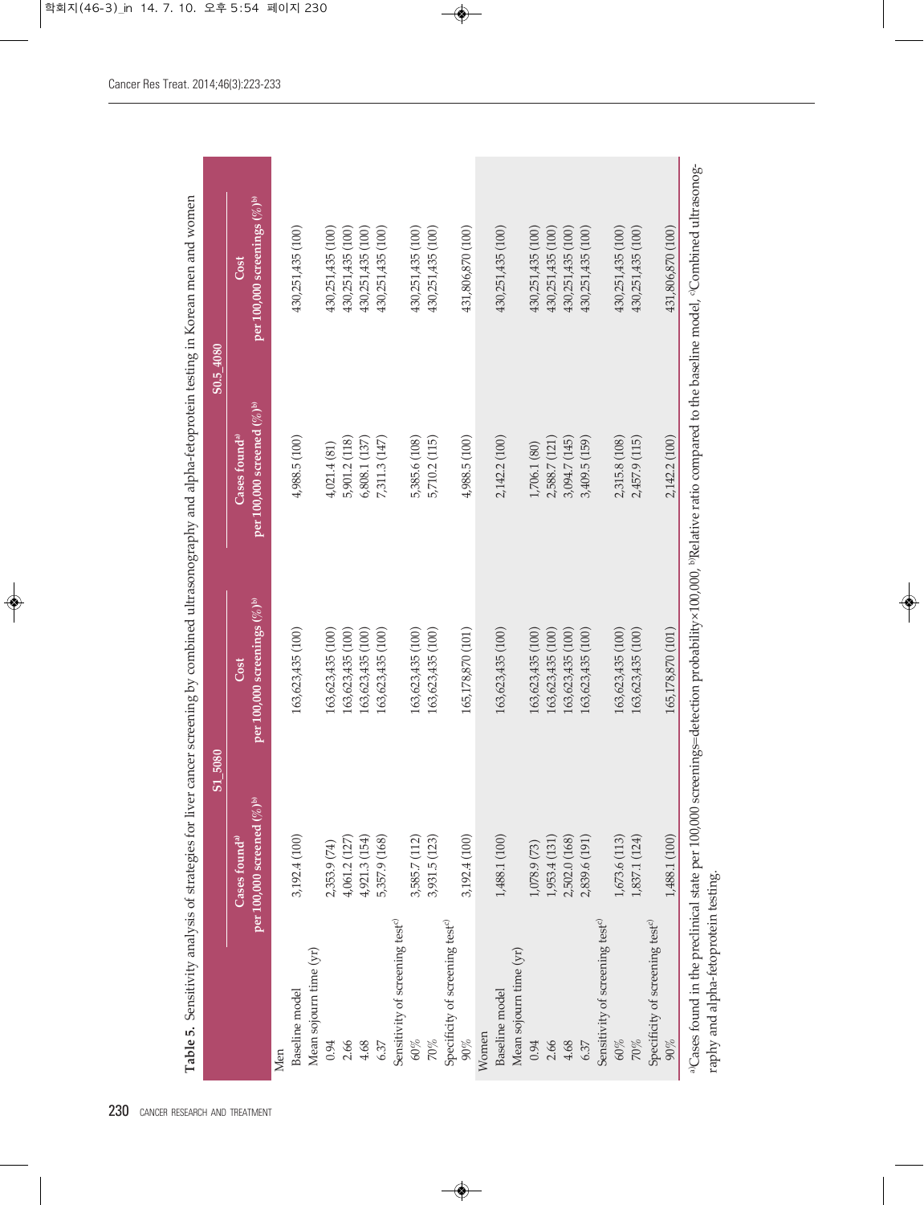**Table 5.** Sensitivity analysis of strategies for liver cancer screening by combined ultrasonography and alpha-fetoprotein testing in Korean men and women

| | S1_5080 | | S0.5_4080 | |
|---|---|---|---|---|
| | Cases found[a] per 100,000 screened (%)[b] | Cost per 100,000 screenings (%)[b] | Cases found[a] per 100,000 screened (%)[b] | Cost per 100,000 screenings (%)[b] |
| Men | | | | |
| Baseline model | 3,192.4 (100) | 163,623,435 (100) | 4,988.5 (100) | 430,251,435 (100) |
| Mean sojourn time (yr) | | | | |
| 0.94 | 2,353.9 (74) | 163,623,435 (100) | 4,021.4 (81) | 430,251,435 (100) |
| 2.66 | 4,061.2 (127) | 163,623,435 (100) | 5,901.2 (118) | 430,251,435 (100) |
| 4.68 | 4,921.3 (154) | 163,623,435 (100) | 6,808.1 (137) | 430,251,435 (100) |
| 6.37 | 5,357.9 (168) | 163,623,435 (100) | 7,311.3 (147) | 430,251,435 (100) |
| Sensitivity of screening test[c] | | | | |
| 60% | 3,585.7 (112) | 163,623,435 (100) | 5,385.6 (108) | 430,251,435 (100) |
| 70% | 3,931.5 (123) | 163,623,435 (100) | 5,710.2 (115) | 430,251,435 (100) |
| Specificity of screening test[c] | | | | |
| 90% | 3,192.4 (100) | 165,178,870 (101) | 4,988.5 (100) | 431,806,870 (100) |
| Women | | | | |
| Baseline model | 1,488.1 (100) | 163,623,435 (100) | 2,142.2 (100) | 430,251,435 (100) |
| Mean sojourn time (yr) | | | | |
| 0.94 | 1,078.9 (73) | 163,623,435 (100) | 1,706.1 (80) | 430,251,435 (100) |
| 2.66 | 1,953.4 (131) | 163,623,435 (100) | 2,588.7 (121) | 430,251,435 (100) |
| 4.68 | 2,502.0 (168) | 163,623,435 (100) | 3,094.7 (145) | 430,251,435 (100) |
| 6.37 | 2,839.6 (191) | 163,623,435 (100) | 3,409.5 (159) | 430,251,435 (100) |
| Sensitivity of screening test[c] | | | | |
| 60% | 1,673.6 (113) | 163,623,435 (100) | 2,315.8 (108) | 430,251,435 (100) |
| 70% | 1,837.1 (124) | 163,623,435 (100) | 2,457.9 (115) | 430,251,435 (100) |
| Specificity of screening test[c] | | | | |
| 90% | 1,488.1 (100) | 165,178,870 (101) | 2,142.2 (100) | 431,806,870 (100) |

[a]Cases found in the preclinical state per 100,000 screenings=detection probability×100,000, [b]Relative ratio compared to the baseline model, [c]Combined ultrasonography and alpha-fetoprotein testing.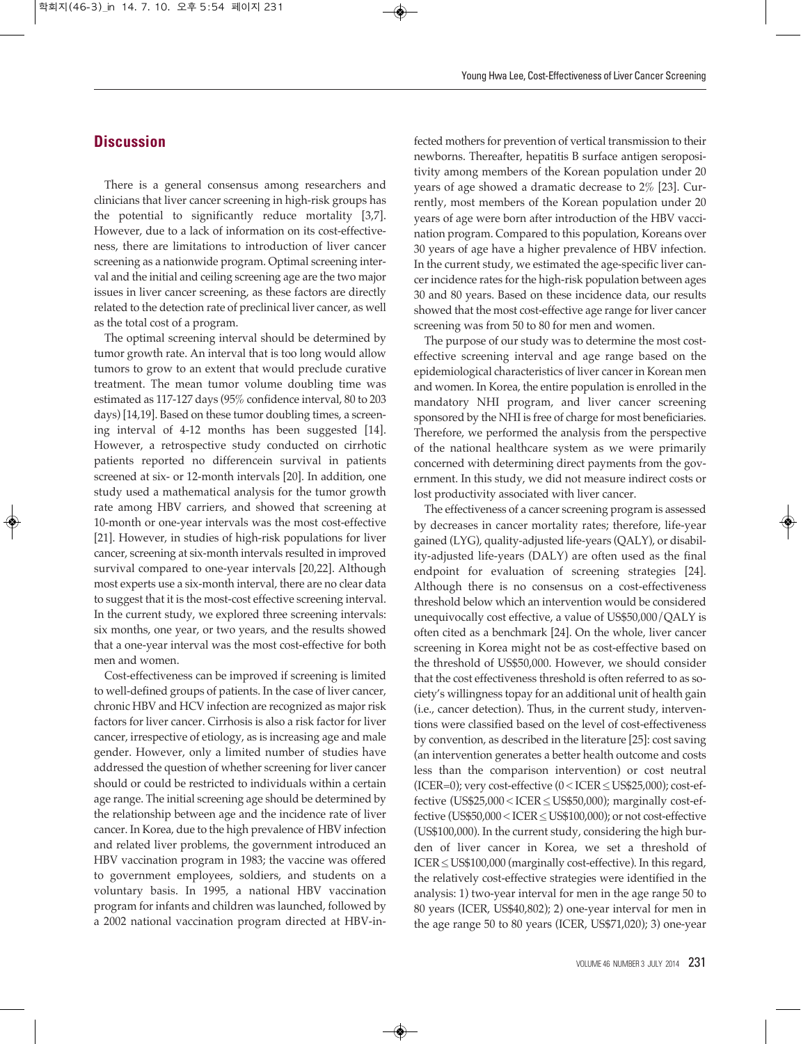## Discussion

There is a general consensus among researchers and clinicians that liver cancer screening in high-risk groups has the potential to significantly reduce mortality [3,7]. However, due to a lack of information on its cost-effectiveness, there are limitations to introduction of liver cancer screening as a nationwide program. Optimal screening interval and the initial and ceiling screening age are the two major issues in liver cancer screening, as these factors are directly related to the detection rate of preclinical liver cancer, as well as the total cost of a program.

The optimal screening interval should be determined by tumor growth rate. An interval that is too long would allow tumors to grow to an extent that would preclude curative treatment. The mean tumor volume doubling time was estimated as 117-127 days (95% confidence interval, 80 to 203 days) [14,19]. Based on these tumor doubling times, a screening interval of 4-12 months has been suggested [14]. However, a retrospective study conducted on cirrhotic patients reported no differencein survival in patients screened at six- or 12-month intervals [20]. In addition, one study used a mathematical analysis for the tumor growth rate among HBV carriers, and showed that screening at 10-month or one-year intervals was the most cost-effective [21]. However, in studies of high-risk populations for liver cancer, screening at six-month intervals resulted in improved survival compared to one-year intervals [20,22]. Although most experts use a six-month interval, there are no clear data to suggest that it is the most-cost effective screening interval. In the current study, we explored three screening intervals: six months, one year, or two years, and the results showed that a one-year interval was the most cost-effective for both men and women.

Cost-effectiveness can be improved if screening is limited to well-defined groups of patients. In the case of liver cancer, chronic HBV and HCV infection are recognized as major risk factors for liver cancer. Cirrhosis is also a risk factor for liver cancer, irrespective of etiology, as is increasing age and male gender. However, only a limited number of studies have addressed the question of whether screening for liver cancer should or could be restricted to individuals within a certain age range. The initial screening age should be determined by the relationship between age and the incidence rate of liver cancer. In Korea, due to the high prevalence of HBV infection and related liver problems, the government introduced an HBV vaccination program in 1983; the vaccine was offered to government employees, soldiers, and students on a voluntary basis. In 1995, a national HBV vaccination program for infants and children was launched, followed by a 2002 national vaccination program directed at HBV-infected mothers for prevention of vertical transmission to their newborns. Thereafter, hepatitis B surface antigen seropositivity among members of the Korean population under 20 years of age showed a dramatic decrease to 2% [23]. Currently, most members of the Korean population under 20 years of age were born after introduction of the HBV vaccination program. Compared to this population, Koreans over 30 years of age have a higher prevalence of HBV infection. In the current study, we estimated the age-specific liver cancer incidence rates for the high-risk population between ages 30 and 80 years. Based on these incidence data, our results showed that the most cost-effective age range for liver cancer screening was from 50 to 80 for men and women.

The purpose of our study was to determine the most cost-effective screening interval and age range based on the epidemiological characteristics of liver cancer in Korean men and women. In Korea, the entire population is enrolled in the mandatory NHI program, and liver cancer screening sponsored by the NHI is free of charge for most beneficiaries. Therefore, we performed the analysis from the perspective of the national healthcare system as we were primarily concerned with determining direct payments from the government. In this study, we did not measure indirect costs or lost productivity associated with liver cancer.

The effectiveness of a cancer screening program is assessed by decreases in cancer mortality rates; therefore, life-year gained (LYG), quality-adjusted life-years (QALY), or disability-adjusted life-years (DALY) are often used as the final endpoint for evaluation of screening strategies [24]. Although there is no consensus on a cost-effectiveness threshold below which an intervention would be considered unequivocally cost effective, a value of US$50,000/QALY is often cited as a benchmark [24]. On the whole, liver cancer screening in Korea might not be as cost-effective based on the threshold of US$50,000. However, we should consider that the cost effectiveness threshold is often referred to as society's willingness topay for an additional unit of health gain (i.e., cancer detection). Thus, in the current study, interventions were classified based on the level of cost-effectiveness by convention, as described in the literature [25]: cost saving (an intervention generates a better health outcome and costs less than the comparison intervention) or cost neutral (ICER=0); very cost-effective (0 < ICER ≤ US$25,000); cost-effective (US$25,000 < ICER ≤ US$50,000); marginally cost-effective (US$50,000 < ICER ≤ US$100,000); or not cost-effective (US$100,000). In the current study, considering the high burden of liver cancer in Korea, we set a threshold of ICER ≤ US$100,000 (marginally cost-effective). In this regard, the relatively cost-effective strategies were identified in the analysis: 1) two-year interval for men in the age range 50 to 80 years (ICER, US$40,802); 2) one-year interval for men in the age range 50 to 80 years (ICER, US$71,020); 3) one-year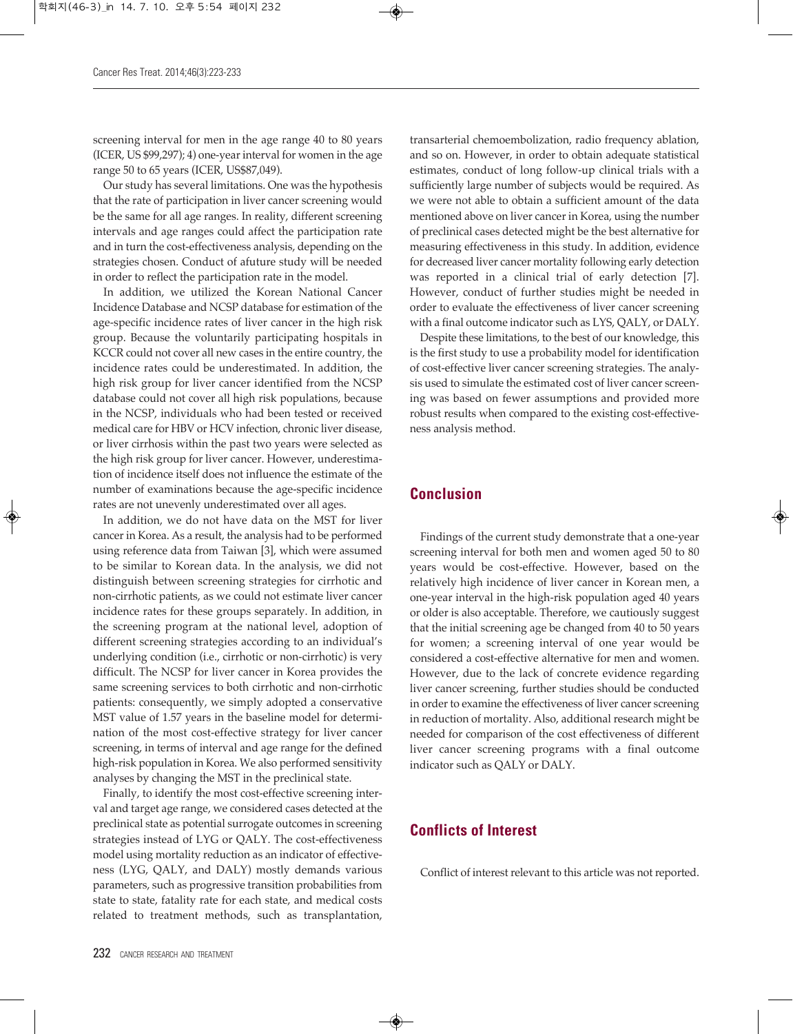screening interval for men in the age range 40 to 80 years (ICER, US $99,297); 4) one-year interval for women in the age range 50 to 65 years (ICER, US$87,049).

Our study has several limitations. One was the hypothesis that the rate of participation in liver cancer screening would be the same for all age ranges. In reality, different screening intervals and age ranges could affect the participation rate and in turn the cost-effectiveness analysis, depending on the strategies chosen. Conduct of afuture study will be needed in order to reflect the participation rate in the model.

In addition, we utilized the Korean National Cancer Incidence Database and NCSP database for estimation of the age-specific incidence rates of liver cancer in the high risk group. Because the voluntarily participating hospitals in KCCR could not cover all new cases in the entire country, the incidence rates could be underestimated. In addition, the high risk group for liver cancer identified from the NCSP database could not cover all high risk populations, because in the NCSP, individuals who had been tested or received medical care for HBV or HCV infection, chronic liver disease, or liver cirrhosis within the past two years were selected as the high risk group for liver cancer. However, underestimation of incidence itself does not influence the estimate of the number of examinations because the age-specific incidence rates are not unevenly underestimated over all ages.

In addition, we do not have data on the MST for liver cancer in Korea. As a result, the analysis had to be performed using reference data from Taiwan [3], which were assumed to be similar to Korean data. In the analysis, we did not distinguish between screening strategies for cirrhotic and non-cirrhotic patients, as we could not estimate liver cancer incidence rates for these groups separately. In addition, in the screening program at the national level, adoption of different screening strategies according to an individual's underlying condition (i.e., cirrhotic or non-cirrhotic) is very difficult. The NCSP for liver cancer in Korea provides the same screening services to both cirrhotic and non-cirrhotic patients: consequently, we simply adopted a conservative MST value of 1.57 years in the baseline model for determination of the most cost-effective strategy for liver cancer screening, in terms of interval and age range for the defined high-risk population in Korea. We also performed sensitivity analyses by changing the MST in the preclinical state.

Finally, to identify the most cost-effective screening interval and target age range, we considered cases detected at the preclinical state as potential surrogate outcomes in screening strategies instead of LYG or QALY. The cost-effectiveness model using mortality reduction as an indicator of effectiveness (LYG, QALY, and DALY) mostly demands various parameters, such as progressive transition probabilities from state to state, fatality rate for each state, and medical costs related to treatment methods, such as transplantation, transarterial chemoembolization, radio frequency ablation, and so on. However, in order to obtain adequate statistical estimates, conduct of long follow-up clinical trials with a sufficiently large number of subjects would be required. As we were not able to obtain a sufficient amount of the data mentioned above on liver cancer in Korea, using the number of preclinical cases detected might be the best alternative for measuring effectiveness in this study. In addition, evidence for decreased liver cancer mortality following early detection was reported in a clinical trial of early detection [7]. However, conduct of further studies might be needed in order to evaluate the effectiveness of liver cancer screening with a final outcome indicator such as LYS, QALY, or DALY.

Despite these limitations, to the best of our knowledge, this is the first study to use a probability model for identification of cost-effective liver cancer screening strategies. The analysis used to simulate the estimated cost of liver cancer screening was based on fewer assumptions and provided more robust results when compared to the existing cost-effectiveness analysis method.

## Conclusion

Findings of the current study demonstrate that a one-year screening interval for both men and women aged 50 to 80 years would be cost-effective. However, based on the relatively high incidence of liver cancer in Korean men, a one-year interval in the high-risk population aged 40 years or older is also acceptable. Therefore, we cautiously suggest that the initial screening age be changed from 40 to 50 years for women; a screening interval of one year would be considered a cost-effective alternative for men and women. However, due to the lack of concrete evidence regarding liver cancer screening, further studies should be conducted in order to examine the effectiveness of liver cancer screening in reduction of mortality. Also, additional research might be needed for comparison of the cost effectiveness of different liver cancer screening programs with a final outcome indicator such as QALY or DALY.

## Conflicts of Interest

Conflict of interest relevant to this article was not reported.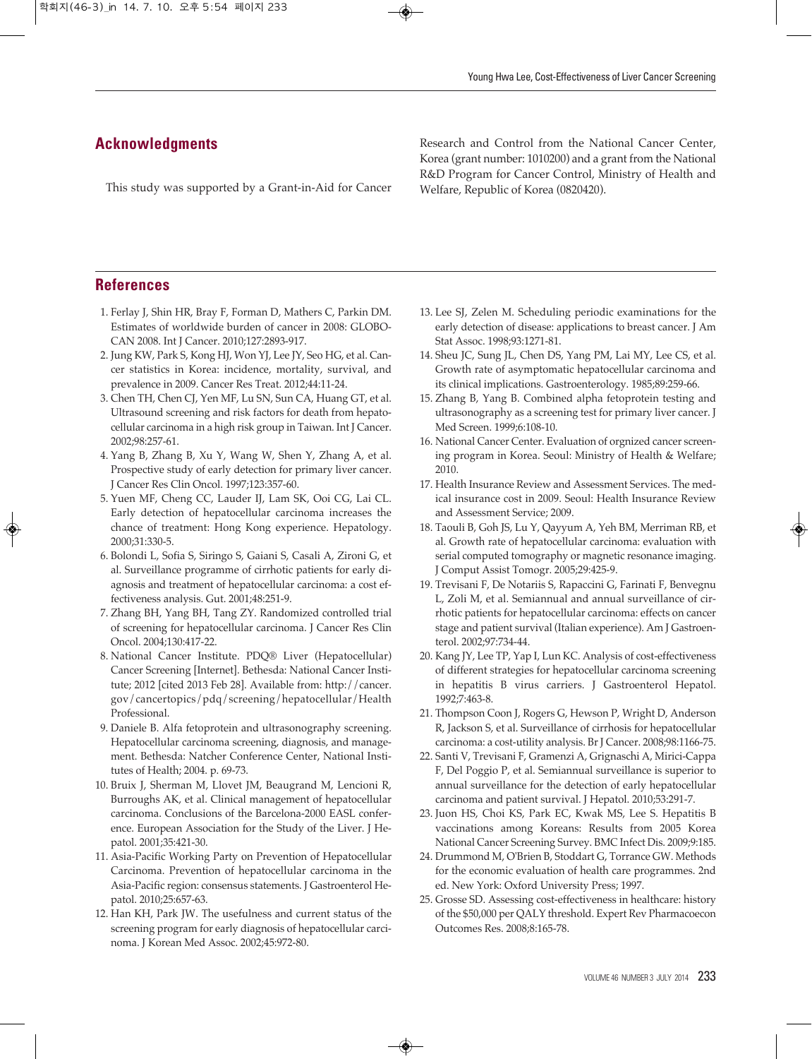## Acknowledgments

This study was supported by a Grant-in-Aid for Cancer Research and Control from the National Cancer Center, Korea (grant number: 1010200) and a grant from the National R&D Program for Cancer Control, Ministry of Health and Welfare, Republic of Korea (0820420).

## References

1. Ferlay J, Shin HR, Bray F, Forman D, Mathers C, Parkin DM. Estimates of worldwide burden of cancer in 2008: GLOBOCAN 2008. Int J Cancer. 2010;127:2893-917.
2. Jung KW, Park S, Kong HJ, Won YJ, Lee JY, Seo HG, et al. Cancer statistics in Korea: incidence, mortality, survival, and prevalence in 2009. Cancer Res Treat. 2012;44:11-24.
3. Chen TH, Chen CJ, Yen MF, Lu SN, Sun CA, Huang GT, et al. Ultrasound screening and risk factors for death from hepatocellular carcinoma in a high risk group in Taiwan. Int J Cancer. 2002;98:257-61.
4. Yang B, Zhang B, Xu Y, Wang W, Shen Y, Zhang A, et al. Prospective study of early detection for primary liver cancer. J Cancer Res Clin Oncol. 1997;123:357-60.
5. Yuen MF, Cheng CC, Lauder IJ, Lam SK, Ooi CG, Lai CL. Early detection of hepatocellular carcinoma increases the chance of treatment: Hong Kong experience. Hepatology. 2000;31:330-5.
6. Bolondi L, Sofia S, Siringo S, Gaiani S, Casali A, Zironi G, et al. Surveillance programme of cirrhotic patients for early diagnosis and treatment of hepatocellular carcinoma: a cost effectiveness analysis. Gut. 2001;48:251-9.
7. Zhang BH, Yang BH, Tang ZY. Randomized controlled trial of screening for hepatocellular carcinoma. J Cancer Res Clin Oncol. 2004;130:417-22.
8. National Cancer Institute. PDQ® Liver (Hepatocellular) Cancer Screening [Internet]. Bethesda: National Cancer Institute; 2012 [cited 2013 Feb 28]. Available from: http://cancer.gov/cancertopics/pdq/screening/hepatocellular/HealthProfessional.
9. Daniele B. Alfa fetoprotein and ultrasonography screening. Hepatocellular carcinoma screening, diagnosis, and management. Bethesda: Natcher Conference Center, National Institutes of Health; 2004. p. 69-73.
10. Bruix J, Sherman M, Llovet JM, Beaugrand M, Lencioni R, Burroughs AK, et al. Clinical management of hepatocellular carcinoma. Conclusions of the Barcelona-2000 EASL conference. European Association for the Study of the Liver. J Hepatol. 2001;35:421-30.
11. Asia-Pacific Working Party on Prevention of Hepatocellular Carcinoma. Prevention of hepatocellular carcinoma in the Asia-Pacific region: consensus statements. J Gastroenterol Hepatol. 2010;25:657-63.
12. Han KH, Park JW. The usefulness and current status of the screening program for early diagnosis of hepatocellular carcinoma. J Korean Med Assoc. 2002;45:972-80.
13. Lee SJ, Zelen M. Scheduling periodic examinations for the early detection of disease: applications to breast cancer. J Am Stat Assoc. 1998;93:1271-81.
14. Sheu JC, Sung JL, Chen DS, Yang PM, Lai MY, Lee CS, et al. Growth rate of asymptomatic hepatocellular carcinoma and its clinical implications. Gastroenterology. 1985;89:259-66.
15. Zhang B, Yang B. Combined alpha fetoprotein testing and ultrasonography as a screening test for primary liver cancer. J Med Screen. 1999;6:108-10.
16. National Cancer Center. Evaluation of orgnized cancer screening program in Korea. Seoul: Ministry of Health & Welfare; 2010.
17. Health Insurance Review and Assessment Services. The medical insurance cost in 2009. Seoul: Health Insurance Review and Assessment Service; 2009.
18. Taouli B, Goh JS, Lu Y, Qayyum A, Yeh BM, Merriman RB, et al. Growth rate of hepatocellular carcinoma: evaluation with serial computed tomography or magnetic resonance imaging. J Comput Assist Tomogr. 2005;29:425-9.
19. Trevisani F, De Notariis S, Rapaccini G, Farinati F, Benvegnu L, Zoli M, et al. Semiannual and annual surveillance of cirrhotic patients for hepatocellular carcinoma: effects on cancer stage and patient survival (Italian experience). Am J Gastroenterol. 2002;97:734-44.
20. Kang JY, Lee TP, Yap I, Lun KC. Analysis of cost-effectiveness of different strategies for hepatocellular carcinoma screening in hepatitis B virus carriers. J Gastroenterol Hepatol. 1992;7:463-8.
21. Thompson Coon J, Rogers G, Hewson P, Wright D, Anderson R, Jackson S, et al. Surveillance of cirrhosis for hepatocellular carcinoma: a cost-utility analysis. Br J Cancer. 2008;98:1166-75.
22. Santi V, Trevisani F, Gramenzi A, Grignaschi A, Mirici-Cappa F, Del Poggio P, et al. Semiannual surveillance is superior to annual surveillance for the detection of early hepatocellular carcinoma and patient survival. J Hepatol. 2010;53:291-7.
23. Juon HS, Choi KS, Park EC, Kwak MS, Lee S. Hepatitis B vaccinations among Koreans: Results from 2005 Korea National Cancer Screening Survey. BMC Infect Dis. 2009;9:185.
24. Drummond M, O'Brien B, Stoddart G, Torrance GW. Methods for the economic evaluation of health care programmes. 2nd ed. New York: Oxford University Press; 1997.
25. Grosse SD. Assessing cost-effectiveness in healthcare: history of the $50,000 per QALY threshold. Expert Rev Pharmacoecon Outcomes Res. 2008;8:165-78.